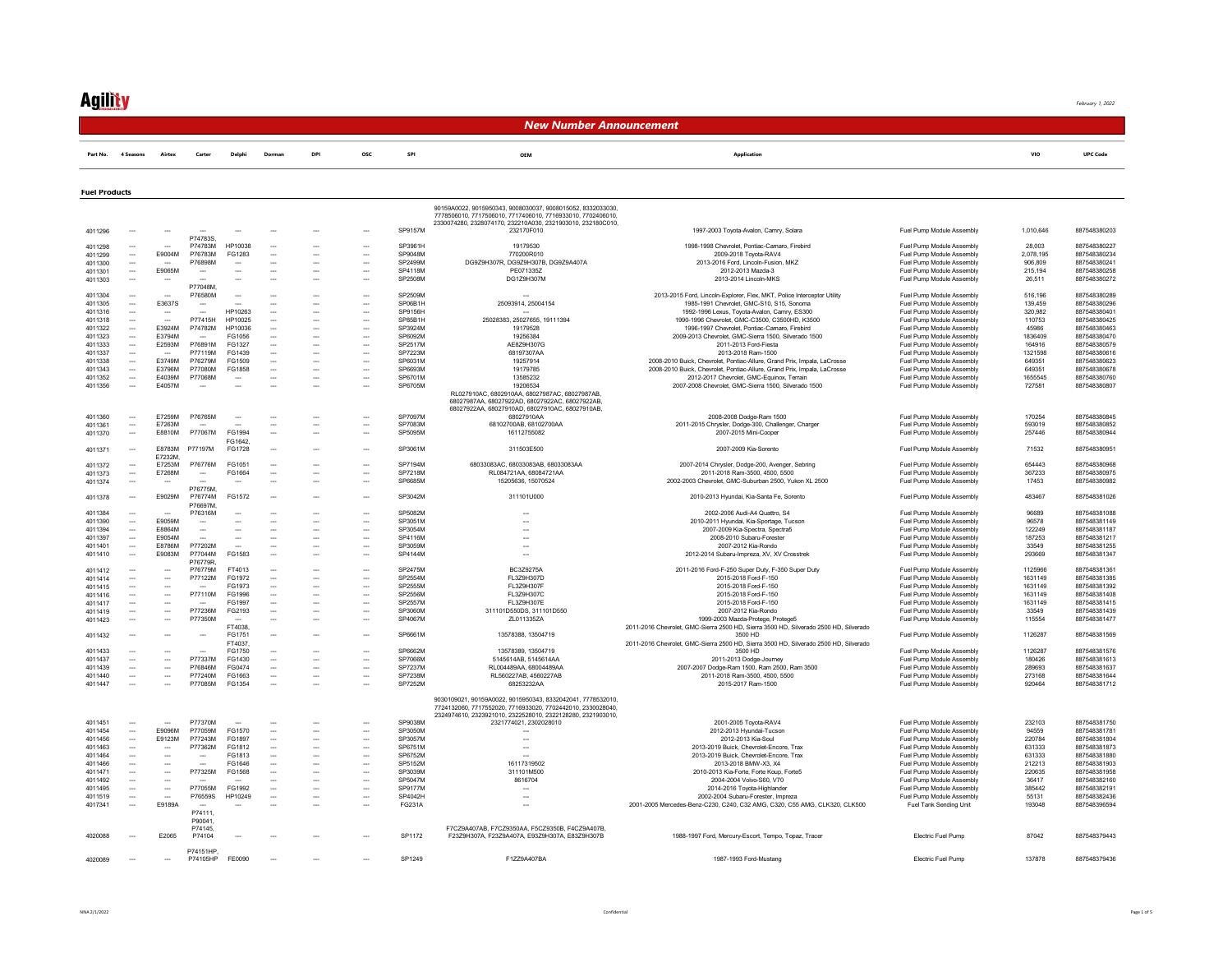*February 1, 2022*

## New Number Announcement

### Fuel Products

| Part No. | 4 Seasons | Airtex | Carter | Delphi | Dorman | DPI | OSC | SPI | OEM | Application | | VIO | UPC Code |
|---|---|---|---|---|---|---|---|---|---|---|---|---|---|
| 4011296 | --- | --- | --- | --- | --- | --- | --- | SP9157M | 90159A0022, 9015950343, 9008030037, 9008015052, 8332033030, 7778506010, 7717506010, 7717406010, 7716933010, 7702406010, 2330074280, 2328074170, 232210A030, 2321903010, 232180C010, 232170F010 | 1997-2003 Toyota-Avalon, Camry, Solara | Fuel Pump Module Assembly | 1,010,646 | 887548380203 |
| 4011298 | --- | --- | P74783S, P74783M | HP10038 | --- | --- | --- | SP3961H | 19179530 | 1998-1998 Chevrolet, Pontiac-Camaro, Firebird | Fuel Pump Module Assembly | 28,003 | 887548380227 |
| 4011299 | --- | E9004M | P76783M | FG1283 | --- | --- | --- | SP9048M | 770200R010 | 2009-2018 Toyota-RAV4 | Fuel Pump Module Assembly | 2,078,195 | 887548380234 |
| 4011300 | --- | --- | P76898M | --- | --- | --- | --- | SP2499M | DG9Z9H307R, DG9Z9H307B, DG9Z9A407A | 2013-2016 Ford, Lincoln-Fusion, MKZ | Fuel Pump Module Assembly | 906,809 | 887548380241 |
| 4011301 | --- | E9065M | --- | --- | --- | --- | --- | SP4118M | PE071335Z | 2012-2013 Mazda-3 | Fuel Pump Module Assembly | 215,194 | 887548380258 |
| 4011303 | --- | --- | --- | --- | --- | --- | --- | SP2508M | DG1Z9H307M | 2013-2014 Lincoln-MKS | Fuel Pump Module Assembly | 26,511 | 887548380272 |
| 4011304 | --- | --- | P77048M, P76580M | --- | --- | --- | --- | SP2509M | --- | 2013-2015 Ford, Lincoln-Explorer, Flex, MKT, Police Interceptor Utility | Fuel Pump Module Assembly | 516,196 | 887548380289 |
| 4011305 | --- | E3637S | --- | --- | --- | --- | --- | SP06B1H | 25093914, 25004154 | 1985-1991 Chevrolet, GMC-S10, S15, Sonoma | Fuel Pump Module Assembly | 139,459 | 887548380296 |
| 4011316 | --- | --- | --- | HP10263 | --- | --- | --- | SP9156H | --- | 1992-1996 Lexus, Toyota-Avalon, Camry, ES300 | Fuel Pump Module Assembly | 320,982 | 887548380401 |
| 4011318 | --- | --- | P77415H | HP10025 | --- | --- | --- | SP85B1H | 25028383, 25027655, 19111394 | 1990-1996 Chevrolet, GMC-C3500, C3500HD, K3500 | Fuel Pump Module Assembly | 110753 | 887548380425 |
| 4011322 | --- | E3924M | P74782M | HP10036 | --- | --- | --- | SP3924M | 19179528 | 1996-1997 Chevrolet, Pontiac-Camaro, Firebird | Fuel Pump Module Assembly | 45986 | 887548380463 |
| 4011323 | --- | E3794M | --- | FG1056 | --- | --- | --- | SP6092M | 19256384 | 2009-2013 Chevrolet, GMC-Sierra 1500, Silverado 1500 | Fuel Pump Module Assembly | 1836409 | 887548380470 |
| 4011333 | --- | E2593M | P76891M | FG1327 | --- | --- | --- | SP2517M | AE8Z9H307G | 2011-2013 Ford-Fiesta | Fuel Pump Module Assembly | 164916 | 887548380579 |
| 4011337 | --- | --- | P77119M | FG1439 | --- | --- | --- | SP7223M | 68197307AA | 2013-2018 Ram-1500 | Fuel Pump Module Assembly | 1321598 | 887548380616 |
| 4011338 | --- | E3749M | P76279M | FG1509 | --- | --- | --- | SP6031M | 19257914 | 2008-2010 Buick, Chevrolet, Pontiac-Allure, Grand Prix, Impala, LaCrosse | Fuel Pump Module Assembly | 649351 | 887548380623 |
| 4011343 | --- | E3796M | P77080M | FG1858 | --- | --- | --- | SP6693M | 19179785 | 2008-2010 Buick, Chevrolet, Pontiac-Allure, Grand Prix, Impala, LaCrosse | Fuel Pump Module Assembly | 649351 | 887548380678 |
| 4011352 | --- | E4039M | P77068M | --- | --- | --- | --- | SP6701M | 13585232 | 2012-2017 Chevrolet, GMC-Equinox, Terrain | Fuel Pump Module Assembly | 1655545 | 887548380760 |
| 4011356 | --- | E4057M | --- | --- | --- | --- | --- | SP6705M | 19206534 | 2007-2008 Chevrolet, GMC-Sierra 1500, Silverado 1500 | Fuel Pump Module Assembly | 727581 | 887548380807 |
| 4011360 | --- | E7259M | P76765M | --- | --- | --- | --- | SP7097M | RL027910AC, 6802910AA, 68027987AC, 68027987AB, 68027987AA, 68027922AD, 68027922AC, 68027922AB, 68027922AA, 68027910AD, 68027910AC, 68027910AB, 68027910AA | 2008-2008 Dodge-Ram 1500 | Fuel Pump Module Assembly | 170254 | 887548380845 |
| 4011361 | --- | E7263M | --- | --- | --- | --- | --- | SP7083M | 68102700AB, 68102700AA | 2011-2015 Chrysler, Dodge-300, Challenger, Charger | Fuel Pump Module Assembly | 593019 | 887548380852 |
| 4011370 | --- | E8810M | P77067M | FG1994 | --- | --- | --- | SP5095M | 16112755082 | 2007-2015 Mini-Cooper | Fuel Pump Module Assembly | 257446 | 887548380944 |
| 4011371 | --- | E8783M | P77197M | FG1642, FG1728 | --- | --- | --- | SP3061M | 311503E500 | 2007-2009 Kia-Sorento | Fuel Pump Module Assembly | 71532 | 887548380951 |
| 4011372 | --- | E7232M, E7253M | P76776M | FG1051 | --- | --- | --- | SP7194M | 68033083AC, 68033083AB, 68033083AA | 2007-2014 Chrysler, Dodge-200, Avenger, Sebring | Fuel Pump Module Assembly | 654443 | 887548380968 |
| 4011373 | --- | E7268M | --- | FG1664 | --- | --- | --- | SP7218M | RL084721AA, 68084721AA | 2011-2018 Ram-3500, 4500, 5500 | Fuel Pump Module Assembly | 367233 | 887548380975 |
| 4011374 | --- | --- | --- | --- | --- | --- | --- | SP6685M | 15205636, 15070524 | 2002-2003 Chevrolet, GMC-Suburban 2500, Yukon XL 2500 | Fuel Pump Module Assembly | 17453 | 887548380982 |
| 4011378 | --- | E9029M | P76775M, P76774M | FG1572 | --- | --- | --- | SP3042M | 311101U000 | 2010-2013 Hyundai, Kia-Santa Fe, Sorento | Fuel Pump Module Assembly | 483467 | 887548381026 |
| 4011384 | --- | --- | P76697M, P76316M | --- | --- | --- | --- | SP5082M | --- | 2002-2006 Audi-A4 Quattro, S4 | Fuel Pump Module Assembly | 96689 | 887548381088 |
| 4011390 | --- | E9059M | --- | --- | --- | --- | --- | SP3051M | --- | 2010-2011 Hyundai, Kia-Sportage, Tucson | Fuel Pump Module Assembly | 96578 | 887548381149 |
| 4011394 | --- | E8864M | --- | --- | --- | --- | --- | SP3054M | --- | 2007-2009 Kia-Spectra, Spectra5 | Fuel Pump Module Assembly | 122249 | 887548381187 |
| 4011397 | --- | E9054M | --- | --- | --- | --- | --- | SP4116M | --- | 2008-2010 Subaru-Forester | Fuel Pump Module Assembly | 187253 | 887548381217 |
| 4011401 | --- | E8786M | P77202M | --- | --- | --- | --- | SP3059M | --- | 2007-2012 Kia-Rondo | Fuel Pump Module Assembly | 33549 | 887548381255 |
| 4011410 | --- | E9083M | P77044M | FG1583 | --- | --- | --- | SP4144M | --- | 2012-2014 Subaru-Impreza, XV, XV Crosstrek | Fuel Pump Module Assembly | 293669 | 887548381347 |
| 4011412 | --- | --- | P76779R, P76779M | FT4013 | --- | --- | --- | SP2475M | BC3Z9275A | 2011-2016 Ford-F-250 Super Duty, F-350 Super Duty | Fuel Pump Module Assembly | 1125966 | 887548381361 |
| 4011414 | --- | --- | P77122M | FG1972 | --- | --- | --- | SP2554M | FL3Z9H307D | 2015-2018 Ford-F-150 | Fuel Pump Module Assembly | 1631149 | 887548381385 |
| 4011415 | --- | --- | --- | FG1973 | --- | --- | --- | SP2555M | FL3Z9H307F | 2015-2018 Ford-F-150 | Fuel Pump Module Assembly | 1631149 | 887548381392 |
| 4011416 | --- | --- | P77110M | FG1996 | --- | --- | --- | SP2556M | FL3Z9H307C | 2015-2018 Ford-F-150 | Fuel Pump Module Assembly | 1631149 | 887548381408 |
| 4011417 | --- | --- | --- | FG1997 | --- | --- | --- | SP2557M | FL3Z9H307E | 2015-2018 Ford-F-150 | Fuel Pump Module Assembly | 1631149 | 887548381415 |
| 4011419 | --- | --- | P77236M | FG2193 | --- | --- | --- | SP3060M | 311101D550DS, 311101D550 | 2007-2012 Kia-Rondo | Fuel Pump Module Assembly | 33549 | 887548381439 |
| 4011423 | --- | --- | P77350M | --- | --- | --- | --- | SP4067M | ZL011335ZA | 1999-2003 Mazda-Protege, Protege5 | Fuel Pump Module Assembly | 115554 | 887548381477 |
| 4011432 | --- | --- | --- | FT4038, FG1751 | --- | --- | --- | SP6661M | 13578388, 13504719 | 2011-2016 Chevrolet, GMC-Sierra 2500 HD, Sierra 3500 HD, Silverado 2500 HD, Silverado 3500 HD | Fuel Pump Module Assembly | 1126287 | 887548381569 |
| 4011433 | --- | --- | --- | FT4037, FG1750 | --- | --- | --- | SP6662M | 13578389, 13504719 | 2011-2016 Chevrolet, GMC-Sierra 2500 HD, Sierra 3500 HD, Silverado 2500 HD, Silverado 3500 HD | Fuel Pump Module Assembly | 1126287 | 887548381576 |
| 4011437 | --- | --- | P77337M | FG1430 | --- | --- | --- | SP7066M | 5145614AB, 5145614AA | 2011-2013 Dodge-Journey | Fuel Pump Module Assembly | 180426 | 887548381613 |
| 4011439 | --- | --- | P76846M | FG1470 | --- | --- | --- | SP7237M | RL004489AA, 68004489AA | 2007-2007 Dodge-Ram 1500, Ram 2500, Ram 3500 | Fuel Pump Module Assembly | 289693 | 887548381637 |
| 4011440 | --- | --- | P77240M | FG1663 | --- | --- | --- | SP7238M | RL560227AB, 4560227AB | 2011-2018 Ram-3500, 4500, 5500 | Fuel Pump Module Assembly | 273168 | 887548381644 |
| 4011447 | --- | --- | P77085M | FG1354 | --- | --- | --- | SP7252M | 68253232AA | 2015-2017 Ram-1500 | Fuel Pump Module Assembly | 920464 | 887548381712 |
| 4011451 | --- | --- | P77370M | --- | --- | --- | --- | SP9038M | 9030109021, 90159A0022, 9015950343, 8332042041, 7778532010, 7724132060, 7717552020, 7716933020, 7702442010, 2330028040, 2324974610, 2323921010, 2322528010, 2322128280, 2321903010, 2321774021, 2302028010 | 2001-2005 Toyota-RAV4 | Fuel Pump Module Assembly | 232103 | 887548381750 |
| 4011454 | --- | E9096M | P77059M | FG1570 | --- | --- | --- | SP3050M | --- | 2012-2013 Hyundai-Tucson | Fuel Pump Module Assembly | 94559 | 887548381781 |
| 4011456 | --- | E9123M | P77243M | FG1897 | --- | --- | --- | SP3057M | --- | 2012-2013 Kia-Soul | Fuel Pump Module Assembly | 220784 | 887548381804 |
| 4011463 | --- | --- | P77362M | FG1812 | --- | --- | --- | SP6751M | --- | 2013-2019 Buick, Chevrolet-Encore, Trax | Fuel Pump Module Assembly | 631333 | 887548381873 |
| 4011464 | --- | --- | --- | FG1813 | --- | --- | --- | SP6752M | --- | 2013-2019 Buick, Chevrolet-Encore, Trax | Fuel Pump Module Assembly | 631333 | 887548381880 |
| 4011466 | --- | --- | --- | FG1646 | --- | --- | --- | SP5152M | 16117319502 | 2013-2018 BMW-X3, X4 | Fuel Pump Module Assembly | 212213 | 887548381903 |
| 4011471 | --- | --- | P77325M | FG1568 | --- | --- | --- | SP3039M | 311101M500 | 2010-2013 Kia-Forte, Forte Koup, Forte5 | Fuel Pump Module Assembly | 220635 | 887548381958 |
| 4011492 | --- | --- | --- | --- | --- | --- | --- | SP5047M | 8616704 | 2004-2004 Volvo-S60, V70 | Fuel Pump Module Assembly | 36417 | 887548382160 |
| 4011495 | --- | --- | P77055M | FG1992 | --- | --- | --- | SP9177M | --- | 2014-2016 Toyota-Highlander | Fuel Pump Module Assembly | 385442 | 887548382191 |
| 4011519 | --- | --- | P76559S | HP10249 | --- | --- | --- | SP4042H | --- | 2002-2004 Subaru-Forester, Impreza | Fuel Pump Module Assembly | 55131 | 887548382436 |
| 4017341 | --- | E9189A | --- | --- | --- | --- | --- | FG231A | --- | 2001-2005 Mercedes-Benz-C230, C240, C32 AMG, C320, C55 AMG, CLK320, CLK500 | Fuel Tank Sending Unit | 193048 | 887548396594 |
| 4020088 | --- | E2065 | P74111, P90041, P74145, P74104 | --- | --- | --- | --- | SP1172 | F7CZ9A407AB, F7CZ9350AA, F5CZ9350B, F4CZ9A407B, F23Z9H307A, F23Z9A407A, E93Z9H307A, E83Z9H307B | 1988-1997 Ford, Mercury-Escort, Tempo, Topaz, Tracer | Electric Fuel Pump | 87042 | 887548379443 |
| 4020089 | --- | --- | P74151HP, P74105HP | FE0090 | --- | --- | --- | SP1249 | F1ZZ9A407BA | 1987-1993 Ford-Mustang | Electric Fuel Pump | 137878 | 887548379436 |

NNA 2/1/2022 Confidential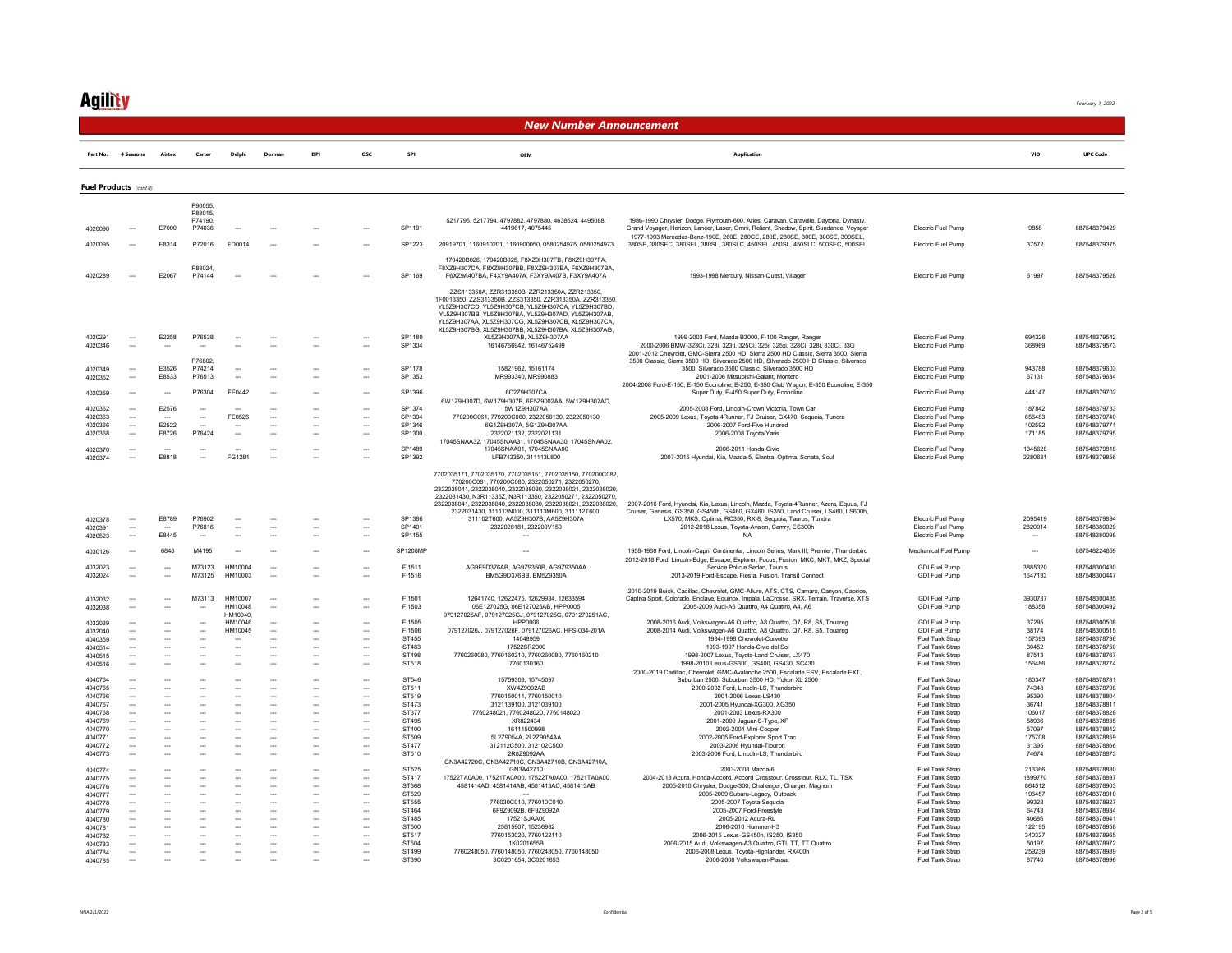# Agility

## New Number Announcement

### Fuel Products *(cont'd)*

| Part No. | 4 Seasons | Airtex | Carter | Delphi | Dorman | DPI | OSC | SPI | OEM | Application | | VIO | UPC Code |
|---|---|---|---|---|---|---|---|---|---|---|---|---|---|
| 4020090 | --- | E7000 | P90055, P88015, P74190, P74036 | --- | --- | --- | --- | SP1191 | 5217796, 5217794, 4797882, 4797880, 4638624, 4495088, 4419617, 4075445 | 1986-1990 Chrysler, Dodge, Plymouth-600, Aries, Caravan, Caravelle, Daytona, Dynasty, Grand Voyager, Horizon, Lancer, Laser, Omni, Reliant, Shadow, Spirit, Sundance, Voyager | Electric Fuel Pump | 9858 | 887548379429 |
| 4020095 | --- | E8314 | P72016 | FD0014 | --- | --- | --- | SP1223 | 20919701, 1160901201, 1160900050, 0580254975, 0580254973 | 1977-1993 Mercedes-Benz-190E, 260E, 280CE, 280E, 280SE, 300E, 300SE, 300SEL, 380SE, 380SEC, 380SEL, 380SL, 380SLC, 450SEL, 450SL, 450SLC, 500SEC, 500SEL | Electric Fuel Pump | 37572 | 887548379375 |
| 4020289 | --- | E2067 | P88024, P74144 | --- | --- | --- | --- | SP1169 | 170420B026, 170420B025, F8XZ9H307FB, F8XZ9H307FA, F8XZ9H307CA, F8XZ9H307BB, F8XZ9H307BA, F6XZ9H307BA, F6XZ9A407BA, F4XY9A407A, F3XY9A407B, F3XY9A407A | 1993-1998 Mercury, Nissan-Quest, Villager | Electric Fuel Pump | 61997 | 887548379528 |
| 4020291 | --- | E2258 | P76538 | --- | --- | --- | --- | SP1180 | ZZS113350A, ZZR313350B, ZZR213350A, ZZR213350, 1F0013350, ZZS313350B, ZZS313350, ZZR313350A, ZZR313350, YL5Z9H307CD, YL5Z9H307CB, YL5Z9H307CA, YL5Z9H307BD, YL5Z9H307BB, YL5Z9H307BA, YL5Z9H307AD, YL5Z9H307AB, YL5Z9H307AA, XL5Z9H307CG, XL5Z9H307CB, XL5Z9H307CA, XL5Z9H307BG, XL5Z9H307BB, XL5Z9H307BA, XL5Z9H307AG, XL5Z9H307AB, XL5Z9H307AA | 1999-2003 Ford, Mazda-B3000, F-100 Ranger, Ranger | Electric Fuel Pump | 694326 | 887548379542 |
| 4020346 | --- | --- | --- | --- | --- | --- | --- | SP1304 | 16146766942, 16146752499 | 2000-2006 BMW-323Ci, 323i, 325Ci, 325i, 325xi, 328Ci, 328i, 330Ci, 330i | Electric Fuel Pump | 368969 | 887548379573 |
| 4020349 | --- | E3526 | P76802, P74214 | --- | --- | --- | --- | SP1178 | 15821962, 15161174 | 2001-2012 Chevrolet, GMC-Sierra 2500 HD, Sierra 2500 HD Classic, Sierra 3500, Sierra 3500 Classic, Sierra 3500 HD, Silverado 2500 HD, Silverado 2500 HD Classic, Silverado 3500, Silverado 3500 Classic, Silverado 3500 HD | Electric Fuel Pump | 943788 | 887548379603 |
| 4020352 | --- | E8533 | P76513 | --- | --- | --- | --- | SP1353 | MR993340, MR990883 | 2001-2006 Mitsubishi-Galant, Montero | Electric Fuel Pump | 67131 | 887548379634 |
| 4020359 | --- | --- | P76304 | FE0442 | --- | --- | --- | SP1396 | 6C2Z9H307CA | 2004-2008 Ford-E-150, E-150 Econoline, E-250, E-350 Club Wagon, E-350 Econoline, E-350 Super Duty, E-450 Super Duty, Econoline | Electric Fuel Pump | 444147 | 887548379702 |
| 4020362 | --- | E2576 | --- | --- | --- | --- | --- | SP1374 | 6W1Z9H307D, 6W1Z9H307B, 6E5Z9002AA, 5W1Z9H307AC, 5W1Z9H307AA | 2005-2008 Ford, Lincoln-Crown Victoria, Town Car | Electric Fuel Pump | 187842 | 887548379733 |
| 4020363 | --- | --- | --- | FE0526 | --- | --- | --- | SP1394 | 770200C061, 770200C060, 2322050130, 2322050130 | 2005-2009 Lexus, Toyota-4Runner, FJ Cruiser, GX470, Sequoia, Tundra | Electric Fuel Pump | 656483 | 887548379740 |
| 4020366 | --- | E2522 | --- | --- | --- | --- | --- | SP1346 | 6G1Z9H307A, 5G1Z9H307AA | 2006-2007 Ford-Five Hundred | Electric Fuel Pump | 102592 | 887548379771 |
| 4020368 | --- | E8726 | P76424 | --- | --- | --- | --- | SP1300 | 2322021132, 2322021131 | 2006-2008 Toyota-Yaris | Electric Fuel Pump | 171185 | 887548379795 |
| 4020370 | --- | --- | --- | --- | --- | --- | --- | SP1489 | 17045SNAA32, 17045SNAA31, 17045SNAA30, 17045SNAA02, 17045SNAA01, 17045SNAA00 | 2006-2011 Honda-Civic | Electric Fuel Pump | 1345628 | 887548379818 |
| 4020374 | --- | E8818 | --- | FG1281 | --- | --- | --- | SP1392 | LFB713350, 311113L800 | 2007-2015 Hyundai, Kia, Mazda-5, Elantra, Optima, Sonata, Soul | Electric Fuel Pump | 2280631 | 887548379856 |
| 4020378 | --- | E8789 | P76902 | --- | --- | --- | --- | SP1386 | 7702035171, 7702035170, 7702035151, 7702035150, 770200C082, 770200C081, 770200C080, 2322050271, 2322050270, 2322038041, 2322038040, 2322038030, 2322038021, 2322038020, 2322031430, N3R11335Z, N3R113350, 2322050271, 2322050270, 2322038041, 2322038040, 2322038030, 2322038021, 2322038020, 2322031430, 311113N000, 311113M600, 311112T600, 311102T600, AA5Z9H307B, AA5Z9H307A | 2007-2016 Ford, Hyundai, Kia, Lexus, Lincoln, Mazda, Toyota-4Runner, Azera, Equus, FJ Cruiser, Genesis, GS350, GS450h, GS460, GX460, IS350, Land Cruiser, LS460, LS600h, LX570, MKS, Optima, RC350, RX-8, Sequoia, Taurus, Tundra | Electric Fuel Pump | 2095419 | 887548379894 |
| 4020391 | --- | --- | P76816 | --- | --- | --- | --- | SP1401 | 2322028181, 232200V150 | 2012-2018 Lexus, Toyota-Avalon, Camry, ES300h | Electric Fuel Pump | 2820914 | 887548380029 |
| 4020523 | --- | E8445 | --- | --- | --- | --- | --- | SP1155 | --- | NA | Electric Fuel Pump | --- | 887548380098 |
| 4030126 | --- | 6848 | M4195 | --- | --- | --- | --- | SP1208MP | --- | 1958-1968 Ford, Lincoln-Capri, Continental, Lincoln Series, Mark III, Premier, Thunderbird | Mechanical Fuel Pump | --- | 887548224859 |
| 4032023 | --- | --- | M73123 | HM10004 | --- | --- | --- | FI1511 | AG9E9D376AB, AG9Z9350B, AG9Z9350AA | 2012-2018 Ford, Lincoln-Edge, Escape, Explorer, Focus, Fusion, MKC, MKT, MKZ, Special Service Polic e Sedan, Taurus | GDI Fuel Pump | 3885320 | 887548300430 |
| 4032024 | --- | --- | M73125 | HM10003 | --- | --- | --- | FI1516 | BM5G9D376BB, BM5Z9350A | 2013-2019 Ford-Escape, Fiesta, Fusion, Transit Connect | GDI Fuel Pump | 1647133 | 887548300447 |
| 4032032 | --- | --- | M73113 | HM10007 | --- | --- | --- | FI1501 | 12641740, 12622475, 12629934, 12633594 | 2010-2019 Buick, Cadillac, Chevrolet, GMC-Allure, ATS, CTS, Camaro, Canyon, Caprice, Captiva Sport, Colorado, Enclave, Equinox, Impala, LaCrosse, SRX, Terrain, Traverse, XTS | GDI Fuel Pump | 3930737 | 887548300485 |
| 4032038 | --- | --- | --- | HM10048 | --- | --- | --- | FI1503 | 06E127025G, 06E127025AB, HPP0005 | 2005-2009 Audi-A6 Quattro, A4 Quattro, A4, A6 | GDI Fuel Pump | 188358 | 887548300492 |
| 4032039 | --- | --- | --- | HM10040, HM10046 | --- | --- | --- | FI1505 | 079127025AF, 079127025GJ, 079127025G, 0791270​25AC, HPP0006 | 2008-2016 Audi, Volkswagen-A6 Quattro, A8 Quattro, Q7, R8, S5, Touareg | GDI Fuel Pump | 37295 | 887548300508 |
| 4032040 | --- | --- | --- | HM10045 | --- | --- | --- | FI1506 | 079127026J, 079127026F, 079127026AC, HFS-034-201A | 2008-2014 Audi, Volkswagen-A6 Quattro, A8 Quattro, Q7, R8, S5, Touareg | GDI Fuel Pump | 38174 | 887548300515 |
| 4040359 | --- | --- | --- | --- | --- | --- | --- | ST455 | 14048959 | 1984-1996 Chevrolet-Corvette | Fuel Tank Strap | 157393 | 887548378736 |
| 4040514 | --- | --- | --- | --- | --- | --- | --- | ST483 | 17522SR2000 | 1993-1997 Honda-Civic del Sol | Fuel Tank Strap | 30452 | 887548378750 |
| 4040515 | --- | --- | --- | --- | --- | --- | --- | ST498 | 7760260080, 7760160210, 7760260080, 7760160210 | 1998-2007 Lexus, Toyota-Land Cruiser, LX470 | Fuel Tank Strap | 87513 | 887548378767 |
| 4040516 | --- | --- | --- | --- | --- | --- | --- | ST518 | 7760130160 | 1998-2010 Lexus-GS300, GS400, GS430, SC430 | Fuel Tank Strap | 156486 | 887548378774 |
| 4040764 | --- | --- | --- | --- | --- | --- | --- | ST546 | 15759303, 15745097 | 2000-2019 Cadillac, Chevrolet, GMC-Avalanche 2500, Escalade ESV, Escalade EXT, Suburban 2500, Suburban 3500 HD, Yukon XL 2500 | Fuel Tank Strap | 180347 | 887548378781 |
| 4040765 | --- | --- | --- | --- | --- | --- | --- | ST511 | XW4Z9092AB | 2000-2002 Ford, Lincoln-LS, Thunderbird | Fuel Tank Strap | 74348 | 887548378798 |
| 4040766 | --- | --- | --- | --- | --- | --- | --- | ST519 | 7760150011, 7760150010 | 2001-2006 Lexus-LS430 | Fuel Tank Strap | 95390 | 887548378804 |
| 4040767 | --- | --- | --- | --- | --- | --- | --- | ST473 | 3121139100, 3121039100 | 2001-2005 Hyundai-XG300, XG350 | Fuel Tank Strap | 36741 | 887548378811 |
| 4040768 | --- | --- | --- | --- | --- | --- | --- | ST377 | 7760248021, 7760248020, 7760148020 | 2001-2003 Lexus-RX300 | Fuel Tank Strap | 106017 | 887548378828 |
| 4040769 | --- | --- | --- | --- | --- | --- | --- | ST495 | XR822434 | 2001-2009 Jaguar-S-Type, XF | Fuel Tank Strap | 58936 | 887548378835 |
| 4040770 | --- | --- | --- | --- | --- | --- | --- | ST400 | 16111500998 | 2002-2004 Mini-Cooper | Fuel Tank Strap | 57097 | 887548378842 |
| 4040771 | --- | --- | --- | --- | --- | --- | --- | ST509 | 5L2Z9054A, 2L2Z9054AA | 2002-2005 Ford-Explorer Sport Trac | Fuel Tank Strap | 175708 | 887548378859 |
| 4040772 | --- | --- | --- | --- | --- | --- | --- | ST477 | 312112C500, 312102C500 | 2003-2006 Hyundai-Tiburon | Fuel Tank Strap | 31395 | 887548378866 |
| 4040773 | --- | --- | --- | --- | --- | --- | --- | ST510 | 2R8Z9092AA | 2003-2006 Ford, Lincoln-LS, Thunderbird | Fuel Tank Strap | 74674 | 887548378873 |
| 4040774 | --- | --- | --- | --- | --- | --- | --- | ST525 | GN3A42720C, GN3A42710C, GN3A42710B, GN3A42710A, GN3A42710 | 2003-2008 Mazda-6 | Fuel Tank Strap | 213366 | 887548378880 |
| 4040775 | --- | --- | --- | --- | --- | --- | --- | ST417 | 17522TA0A00, 17521TA0A00, 17522TA0A00, 17521TA0A00 | 2004-2018 Acura, Honda-Accord, Accord Crosstour, Crosstour, RLX, TL, TSX | Fuel Tank Strap | 1899770 | 887548378897 |
| 4040776 | --- | --- | --- | --- | --- | --- | --- | ST368 | 4581414AD, 4581414AB, 4581413AC, 4581413AB | 2005-2010 Chrysler, Dodge-300, Challenger, Charger, Magnum | Fuel Tank Strap | 864512 | 887548378903 |
| 4040777 | --- | --- | --- | --- | --- | --- | --- | ST529 | --- | 2005-2009 Subaru-Legacy, Outback | Fuel Tank Strap | 196457 | 887548378910 |
| 4040778 | --- | --- | --- | --- | --- | --- | --- | ST555 | 776030C010, 776010C010 | 2005-2007 Toyota-Sequoia | Fuel Tank Strap | 99328 | 887548378927 |
| 4040779 | --- | --- | --- | --- | --- | --- | --- | ST464 | 6F9Z9092B, 6F9Z9092A | 2005-2007 Ford-Freestyle | Fuel Tank Strap | 64743 | 887548378934 |
| 4040780 | --- | --- | --- | --- | --- | --- | --- | ST485 | 17521SJAA00 | 2005-2012 Acura-RL | Fuel Tank Strap | 40686 | 887548378941 |
| 4040781 | --- | --- | --- | --- | --- | --- | --- | ST500 | 25815907, 15236982 | 2006-2010 Hummer-H3 | Fuel Tank Strap | 122195 | 887548378958 |
| 4040782 | --- | --- | --- | --- | --- | --- | --- | ST517 | 7760153020, 7760122110 | 2006-2015 Lexus-GS450h, IS250, IS350 | Fuel Tank Strap | 340327 | 887548378965 |
| 4040783 | --- | --- | --- | --- | --- | --- | --- | ST504 | 1K0201655B | 2006-2015 Audi, Volkswagen-A3 Quattro, GTI, TT, TT Quattro | Fuel Tank Strap | 50197 | 887548378972 |
| 4040784 | --- | --- | --- | --- | --- | --- | --- | ST499 | 7760248050, 7760148050, 7760248050, 7760148050 | 2006-2008 Lexus, Toyota-Highlander, RX400h | Fuel Tank Strap | 259239 | 887548378989 |
| 4040785 | --- | --- | --- | --- | --- | --- | --- | ST390 | 3C0201654, 3C0201653 | 2006-2008 Volkswagen-Passat | Fuel Tank Strap | 87740 | 887548378996 |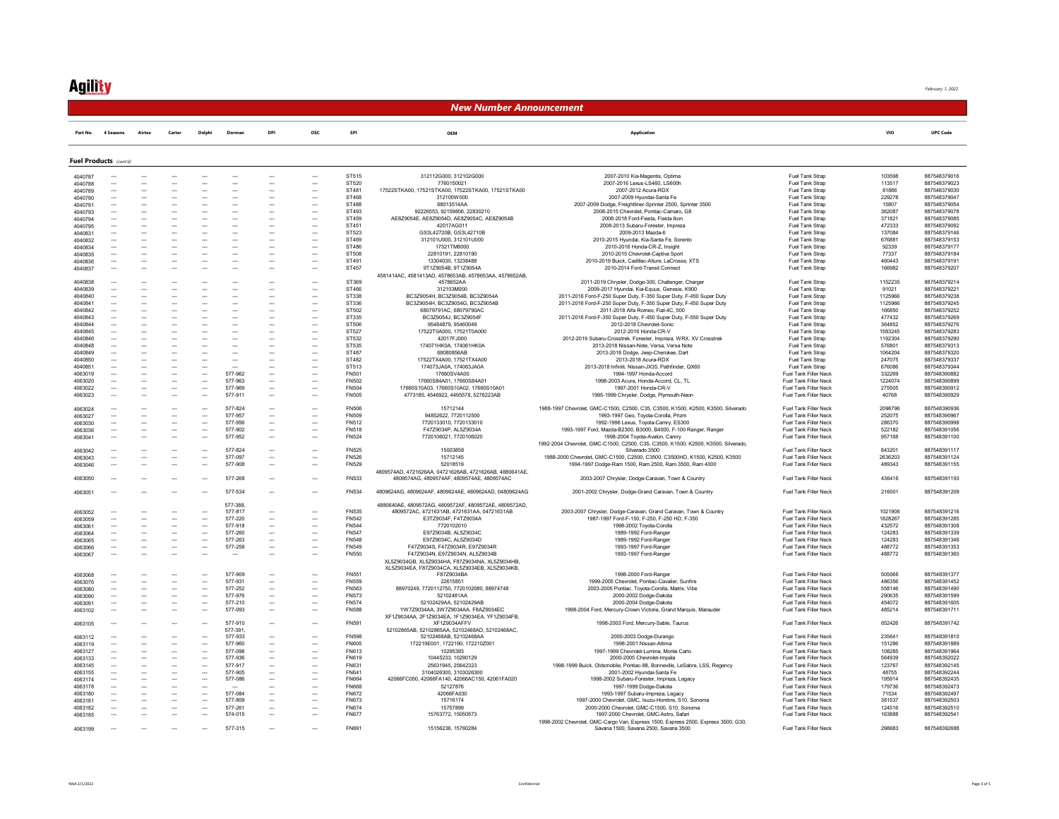# Agility

February 1, 2022

## New Number Announcement

### Fuel Products (cont'd)

| Part No. | 4 Seasons | Airtex | Carter | Delphi | Dorman | DPI | OSC | SPI | OEM | Application | | VIO | UPC Code |
|---|---|---|---|---|---|---|---|---|---|---|---|---|---|
| 4040787 | --- | --- | --- | --- | --- | --- | --- | ST515 | 312112G000, 312102G000 | 2007-2010 Kia-Magentis, Optima | Fuel Tank Strap | 103598 | 887548379016 |
| 4040788 | --- | --- | --- | --- | --- | --- | --- | ST520 | 7760150021 | 2007-2016 Lexus-LS460, LS600h | Fuel Tank Strap | 113517 | 887548379023 |
| 4040789 | --- | --- | --- | --- | --- | --- | --- | ST481 | 17522STKA00, 17521STKA00, 17522STKA00, 17521STKA00 | 2007-2012 Acura-RDX | Fuel Tank Strap | 81886 | 887548379030 |
| 4040790 | --- | --- | --- | --- | --- | --- | --- | ST468 | 312100W000 | 2007-2009 Hyundai-Santa Fe | Fuel Tank Strap | 229278 | 887548379047 |
| 4040791 | --- | --- | --- | --- | --- | --- | --- | ST488 | 68013514AA | 2007-2009 Dodge, Freightliner-Sprinter 2500, Sprinter 3500 | Fuel Tank Strap | 15807 | 887548379054 |
| 4040793 | --- | --- | --- | --- | --- | --- | --- | ST493 | 92226553, 92159806, 22830210 | 2008-2015 Chevrolet, Pontiac-Camaro, G8 | Fuel Tank Strap | 362087 | 887548379078 |
| 4040794 | --- | --- | --- | --- | --- | --- | --- | ST459 | AE8Z9054E, AE8Z9054D, AE8Z9054C, AE8Z9054B | 2008-2018 Ford-Fiesta, Fiesta Ikon | Fuel Tank Strap | 371821 | 887548379085 |
| 4040795 | --- | --- | --- | --- | --- | --- | --- | ST451 | 42017AG011 | 2008-2013 Subaru-Forester, Impreza | Fuel Tank Strap | 472333 | 887548379092 |
| 4040831 | --- | --- | --- | --- | --- | --- | --- | ST523 | GS3L42720B, GS3L42710B | 2009-2013 Mazda-6 | Fuel Tank Strap | 137084 | 887548379146 |
| 4040832 | --- | --- | --- | --- | --- | --- | --- | ST469 | 312101U000, 312101U000 | 2010-2015 Hyundai, Kia-Santa Fe, Sorento | Fuel Tank Strap | 676881 | 887548379153 |
| 4040834 | --- | --- | --- | --- | --- | --- | --- | ST486 | 17521TM8000 | 2010-2016 Honda-CR-Z, Insight | Fuel Tank Strap | 92339 | 887548379177 |
| 4040835 | --- | --- | --- | --- | --- | --- | --- | ST508 | 22810191, 22810190 | 2010-2015 Chevrolet-Captiva Sport | Fuel Tank Strap | 77337 | 887548379184 |
| 4040836 | --- | --- | --- | --- | --- | --- | --- | ST491 | 13304030, 13238488 | 2010-2019 Buick, Cadillac-Allure, LaCrosse, XTS | Fuel Tank Strap | 460443 | 887548379191 |
| 4040837 | --- | --- | --- | --- | --- | --- | --- | ST457 | 9T1Z9054B, 9T1Z9054A | 2010-2014 Ford-Transit Connect | Fuel Tank Strap | 166982 | 887548379207 |
| 4040838 | --- | --- | --- | --- | --- | --- | --- | ST369 | 4581414AC, 4581413AD, 4578653AB, 4578652AB, 4578652AA | 2011-2019 Chrysler, Dodge-300, Challenger, Charger | Fuel Tank Strap | 1152235 | 887548379214 |
| 4040839 | --- | --- | --- | --- | --- | --- | --- | ST466 | 312103M000 | 2009-2017 Hyundai, Kia-Equus, Genesis, K900 | Fuel Tank Strap | 91021 | 887548379221 |
| 4040840 | --- | --- | --- | --- | --- | --- | --- | ST338 | BC3Z9054H, BC3Z9054B, BC3Z9054A | 2011-2016 Ford-F-250 Super Duty, F-350 Super Duty, F-450 Super Duty | Fuel Tank Strap | 1125966 | 887548379238 |
| 4040841 | --- | --- | --- | --- | --- | --- | --- | ST336 | BC3Z9054H, BC3Z9054G, BC3Z9054B | 2011-2016 Ford-F-250 Super Duty, F-350 Super Duty, F-450 Super Duty | Fuel Tank Strap | 1125966 | 887548379245 |
| 4040842 | --- | --- | --- | --- | --- | --- | --- | ST502 | 68079791AC, 68079790AC | 2011-2018 Alfa Romeo, Fiat-4C, 500 | Fuel Tank Strap | 166850 | 887548379252 |
| 4040843 | --- | --- | --- | --- | --- | --- | --- | ST335 | BC3Z9054J, BC3Z9054F | 2011-2016 Ford-F-350 Super Duty, F-450 Super Duty, F-550 Super Duty | Fuel Tank Strap | 477432 | 887548379269 |
| 4040844 | --- | --- | --- | --- | --- | --- | --- | ST506 | 95484879, 95460049 | 2012-2018 Chevrolet-Sonic | Fuel Tank Strap | 364852 | 887548379276 |
| 4040845 | --- | --- | --- | --- | --- | --- | --- | ST527 | 17522T0A000, 17521T0A000 | 2012-2016 Honda-CR-V | Fuel Tank Strap | 1583245 | 887548379283 |
| 4040846 | --- | --- | --- | --- | --- | --- | --- | ST532 | 42017FJ000 | 2012-2019 Subaru-Crosstrek, Forester, Impreza, WRX, XV Crosstrek | Fuel Tank Strap | 1192304 | 887548379290 |
| 4040848 | --- | --- | --- | --- | --- | --- | --- | ST535 | 174071HK0A, 174061HK0A | 2013-2018 Nissan-Note, Versa, Versa Note | Fuel Tank Strap | 576801 | 887548379313 |
| 4040849 | --- | --- | --- | --- | --- | --- | --- | ST487 | 68080856AB | 2013-2018 Dodge, Jeep-Cherokee, Dart | Fuel Tank Strap | 1064204 | 887548379320 |
| 4040850 | --- | --- | --- | --- | --- | --- | --- | ST482 | 17522TX4A00, 17521TX4A00 | 2013-2018 Acura-RDX | Fuel Tank Strap | 247075 | 887548379337 |
| 4040851 | --- | --- | --- | --- | --- | --- | --- | ST513 | 174073JA0A, 174063JA0A | 2013-2018 Infiniti, Nissan-JX35, Pathfinder, QX60 | Fuel Tank Strap | 676086 | 887548379344 |
| 4063019 | --- | --- | --- | --- | 577-962 | --- | --- | FN501 | 17660SV4A00 | 1994-1997 Honda-Accord | Fuel Tank Filler Neck | 332269 | 887548390882 |
| 4063020 | --- | --- | --- | --- | 577-963 | --- | --- | FN502 | 17660S84A01, 17660S84A01 | 1998-2003 Acura, Honda-Accord, CL, TL | Fuel Tank Filler Neck | 1224074 | 887548390899 |
| 4063022 | --- | --- | --- | --- | 577-969 | --- | --- | FN504 | 17660S10A03, 17660S10A02, 17660S10A01 | 1997-2001 Honda-CR-V | Fuel Tank Filler Neck | 275505 | 887548390912 |
| 4063023 | --- | --- | --- | --- | 577-911 | --- | --- | FN505 | 4773185, 4546922, 4495578, 5278223AB | 1995-1999 Chrysler, Dodge, Plymouth-Neon | Fuel Tank Filler Neck | 40768 | 887548390929 |
| 4063024 | --- | --- | --- | --- | 577-824 | --- | --- | FN506 | 15712144 | 1988-1997 Chevrolet, GMC-C1500, C2500, C35, C3500, K1500, K2500, K3500, Silverado | Fuel Tank Filler Neck | 2096796 | 887548390936 |
| 4063027 | --- | --- | --- | --- | 577-957 | --- | --- | FN509 | 94852622, 7720112500 | 1993-1997 Geo, Toyota-Corolla, Prizm | Fuel Tank Filler Neck | 252075 | 887548390967 |
| 4063030 | --- | --- | --- | --- | 577-956 | --- | --- | FN512 | 7720133010, 7720133010 | 1992-1996 Lexus, Toyota-Camry, ES300 | Fuel Tank Filler Neck | 286370 | 887548390998 |
| 4063036 | --- | --- | --- | --- | 577-902 | --- | --- | FN518 | F47Z9034P, AL5Z9034A | 1993-1997 Ford, Mazda-B2300, B3000, B4000, F-100 Ranger, Ranger | Fuel Tank Filler Neck | 522182 | 887548391056 |
| 4063041 | --- | --- | --- | --- | 577-952 | --- | --- | FN524 | 7720106021, 7720106020 | 1998-2004 Toyota-Avalon, Camry | Fuel Tank Filler Neck | 957168 | 887548391100 |
| 4063042 | --- | --- | --- | --- | 577-824 | --- | --- | FN525 | 15003858 | 1992-2004 Chevrolet, GMC-C1500, C2500, C35, C3500, K1500, K2500, K3500, Silverado, Silverado 3500 | Fuel Tank Filler Neck | 843201 | 887548391117 |
| 4063043 | --- | --- | --- | --- | 577-097 | --- | --- | FN526 | 15712145 | 1988-2000 Chevrolet, GMC-C1500, C2500, C3500, C3500HD, K1500, K2500, K3500 | Fuel Tank Filler Neck | 2636203 | 887548391124 |
| 4063046 | --- | --- | --- | --- | 577-908 | --- | --- | FN529 | 52018519 | 1994-1997 Dodge-Ram 1500, Ram 2500, Ram 3500, Ram 4000 | Fuel Tank Filler Neck | 489343 | 887548391155 |
| 4063050 | --- | --- | --- | --- | 577-268 | --- | --- | FN533 | 4809574AD, 4721626AA, 04721626AB, 4721626AB, 4880641AE, 4809574AG, 4809574AE, 4809574AC | 2003-2007 Chrysler, Dodge-Caravan, Town & Country | Fuel Tank Filler Neck | 436416 | 887548391193 |
| 4063051 | --- | --- | --- | --- | 577-534 | --- | --- | FN534 | 4809624AG, 4809624AF, 4809624AE, 4809624AD, 04809624AG | 2001-2002 Chrysler, Dodge-Grand Caravan, Town & Country | Fuel Tank Filler Neck | 216001 | 887548391209 |
| 4063052 | --- | --- | --- | --- | 577-388, 577-817 | --- | --- | FN535 | 4880640AE, 4809572AG, 4809572AF, 4809572AE, 4809572AD, 4809572AC, 4721631AB, 4721631AA, 04721631AB | 2003-2007 Chrysler, Dodge-Caravan, Grand Caravan, Town & Country | Fuel Tank Filler Neck | 1021906 | 887548391216 |
| 4063059 | --- | --- | --- | --- | 577-220 | --- | --- | FN542 | E3TZ9034F, F4TZ9034A | 1987-1997 Ford-F-150, F-250, F-250 HD, F-350 | Fuel Tank Filler Neck | 1828267 | 887548391285 |
| 4063061 | --- | --- | --- | --- | 577-918 | --- | --- | FN544 | 7720102010 | 1998-2002 Toyota-Corolla | Fuel Tank Filler Neck | 432572 | 887548391308 |
| 4063064 | --- | --- | --- | --- | 577-260 | --- | --- | FN547 | E97Z9034B, AL5Z9034C | 1989-1992 Ford-Ranger | Fuel Tank Filler Neck | 124283 | 887548391339 |
| 4063065 | --- | --- | --- | --- | 577-263 | --- | --- | FN548 | E97Z9034C, AL5Z9034D | 1989-1992 Ford-Ranger | Fuel Tank Filler Neck | 124283 | 887548391346 |
| 4063066 | --- | --- | --- | --- | 577-258 | --- | --- | FN549 | F47Z9034S, F47Z9034R, E97Z9034R | 1993-1997 Ford-Ranger | Fuel Tank Filler Neck | 488772 | 887548391353 |
| 4063067 | --- | --- | --- | --- | --- | --- | --- | FN550 | F47Z9034N, E97Z9034N, AL5Z9034B | 1993-1997 Ford-Ranger | Fuel Tank Filler Neck | 488772 | 887548391360 |
| 4063068 | --- | --- | --- | --- | 577-909 | --- | --- | FN551 | XL5Z9034GB, XL5Z9034HA, F87Z9034NA, XL5Z9034HB, XL5Z9034EA, F87Z9034CA, XL5Z9034EB, XL5Z9034KB, F87Z9034BA | 1998-2000 Ford-Ranger | Fuel Tank Filler Neck | 505066 | 887548391377 |
| 4063076 | --- | --- | --- | --- | 577-931 | --- | --- | FN559 | 22615851 | 1999-2005 Chevrolet, Pontiac-Cavalier, Sunfire | Fuel Tank Filler Neck | 486356 | 887548391452 |
| 4063080 | --- | --- | --- | --- | 577-252 | --- | --- | FN563 | 88970249, 7720112750, 7720102080, 88974748 | 2003-2005 Pontiac, Toyota-Corolla, Matrix, Vibe | Fuel Tank Filler Neck | 558146 | 887548391490 |
| 4063090 | --- | --- | --- | --- | 577-976 | --- | --- | FN573 | 52102481AA | 2000-2002 Dodge-Dakota | Fuel Tank Filler Neck | 290635 | 887548391599 |
| 4063091 | --- | --- | --- | --- | 577-210 | --- | --- | FN574 | 52102429AA, 52102429AB | 2000-2004 Dodge-Dakota | Fuel Tank Filler Neck | 454072 | 887548391605 |
| 4063102 | --- | --- | --- | --- | 577-093 | --- | --- | FN588 | YW7Z9034AA, 3W7Z9034AA, F8AZ9034EC | 1998-2004 Ford, Mercury-Crown Victoria, Grand Marquis, Marauder | Fuel Tank Filler Neck | 485214 | 887548391711 |
| 4063105 | --- | --- | --- | --- | 577-910 | --- | --- | FN591 | XF1Z9034AA, 2F1Z9034EA, 1F1Z9034EA, YF1Z9034FB, XF1Z9034AFFV | 1998-2003 Ford, Mercury-Sable, Taurus | Fuel Tank Filler Neck | 652426 | 887548391742 |
| 4063112 | --- | --- | --- | --- | 577-391, 577-933 | --- | --- | FN598 | 52102865AB, 52102865AA, 52102468AD, 52102468AC, 52102468AB, 52102468AA | 2000-2003 Dodge-Durango | Fuel Tank Filler Neck | 235641 | 887548391810 |
| 4063119 | --- | --- | --- | --- | 577-960 | --- | --- | FN605 | 172219E001, 1722190, 172210Z001 | 1998-2001 Nissan-Altima | Fuel Tank Filler Neck | 151286 | 887548391889 |
| 4063127 | --- | --- | --- | --- | 577-098 | --- | --- | FN613 | 10295393 | 1997-1999 Chevrolet-Lumina, Monte Carlo | Fuel Tank Filler Neck | 108285 | 887548391964 |
| 4063133 | --- | --- | --- | --- | 577-936 | --- | --- | FN619 | 10445233, 10290129 | 2000-2005 Chevrolet-Impala | Fuel Tank Filler Neck | 564939 | 887548392022 |
| 4063145 | --- | --- | --- | --- | 577-917 | --- | --- | FN631 | 25631945, 25642323 | 1998-1999 Buick, Oldsmobile, Pontiac-88, Bonneville, LeSabre, LSS, Regency | Fuel Tank Filler Neck | 123767 | 887548392145 |
| 4063155 | --- | --- | --- | --- | 577-905 | --- | --- | FN641 | 3104026300, 3103026300 | 2001-2002 Hyundai-Santa Fe | Fuel Tank Filler Neck | 48755 | 887548392244 |
| 4063174 | --- | --- | --- | --- | 577-086 | --- | --- | FN664 | 42066FC050, 42066FA140, 42066AC150, 42061FA020 | 1998-2002 Subaru-Forester, Impreza, Legacy | Fuel Tank Filler Neck | 195914 | 887548392435 |
| 4063178 | --- | --- | --- | --- | --- | --- | --- | FN668 | 52127876 | 1997-1999 Dodge-Dakota | Fuel Tank Filler Neck | 179736 | 887548392473 |
| 4063180 | --- | --- | --- | --- | 577-084 | --- | --- | FN672 | 42066FA030 | 1993-1997 Subaru-Impreza, Legacy | Fuel Tank Filler Neck | 71534 | 887548392497 |
| 4063181 | --- | --- | --- | --- | 577-809 | --- | --- | FN673 | 15716174 | 1997-2000 Chevrolet, GMC, Isuzu-Hombre, S10, Sonoma | Fuel Tank Filler Neck | 381537 | 887548392503 |
| 4063182 | --- | --- | --- | --- | 577-281 | --- | --- | FN674 | 15757899 | 2000-2000 Chevrolet, GMC-C1500, S10, Sonoma | Fuel Tank Filler Neck | 124516 | 887548392510 |
| 4063185 | --- | --- | --- | --- | 574-015 | --- | --- | FN677 | 15763772, 15050573 | 1997-2000 Chevrolet, GMC-Astro, Safari | Fuel Tank Filler Neck | 163888 | 887548392541 |
| 4063199 | --- | --- | --- | --- | 577-315 | --- | --- | FN691 | 15156236, 15760284 | 1998-2002 Chevrolet, GMC-Cargo Van, Express 1500, Express 2500, Express 3500, G30, Savana 1500, Savana 2500, Savana 3500 | Fuel Tank Filler Neck | 298683 | 887548392688 |

NNA 2/1/2022 — Confidential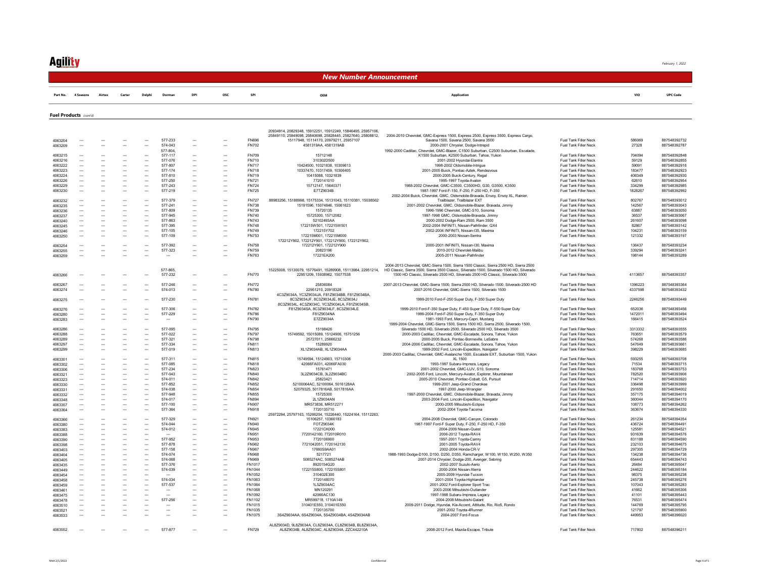## New Number Announcement

### Fuel Products *(cont'd)*

| Part No. | 4 Seasons | Airtex | Carter | Delphi | Dorman | DPI | OSC | SPI | OEM | Application | | VIO | UPC Code |
|---|---|---|---|---|---|---|---|---|---|---|---|---|---|
| 4063204 | --- | --- | --- | --- | 577-233 | --- | --- | FN696 | 20934914, 20829348, 15912251, 15912249, 15846495, 25957106, 25849110, 25849098, 25840698, 25828445, 25827640, 25808812, 15117948, 15114170, 20979211, 25957107 | 2004-2010 Chevrolet, GMC-Express 1500, Express 2500, Express 3500, Express Cargo, Savana 1500, Savana 2500, Savana 3500 | Fuel Tank Filler Neck | 586069 | 887548392732 |
| 4063209 | --- | --- | --- | --- | 574-043 | --- | --- | FN702 | 4581319AA, 4581319AB | 2000-2001 Chrysler, Dodge-Intrepid | Fuel Tank Filler Neck | 27328 | 887548392787 |
| 4063215 | --- | --- | --- | --- | 577-804, 577-117 | --- | --- | FN709 | 15712148 | 1992-2000 Cadillac, Chevrolet, GMC-Blazer, C1500 Suburban, C2500 Suburban, Escalade, K1500 Suburban, K2500 Suburban, Tahoe, Yukon | Fuel Tank Filler Neck | 704094 | 887548392848 |
| 4063216 | --- | --- | --- | --- | 577-076 | --- | --- | FN710 | 310302D500 | 2001-2002 Hyundai-Elantra | Fuel Tank Filler Neck | 59129 | 887548392855 |
| 4063222 | --- | --- | --- | --- | 577-807 | --- | --- | FN717 | 10424500, 10321838, 10309613 | 1998-2002 Oldsmobile-Intrigue | Fuel Tank Filler Neck | 59091 | 887548392916 |
| 4063223 | --- | --- | --- | --- | 577-174 | --- | --- | FN718 | 10337470, 10317459, 10306405 | 2001-2005 Buick, Pontiac-Aztek, Rendezvous | Fuel Tank Filler Neck | 183477 | 887548392923 |
| 4063224 | --- | --- | --- | --- | 577-810 | --- | --- | FN719 | 10415088, 10321839 | 2000-2005 Buick-Century, Regal | Fuel Tank Filler Neck | 406349 | 887548392930 |
| 4063226 | --- | --- | --- | --- | 577-250 | --- | --- | FN721 | 7720141010 | 1995-1997 Toyota-Avalon | Fuel Tank Filler Neck | 62610 | 887548392954 |
| 4063229 | --- | --- | --- | --- | 577-243 | --- | --- | FN724 | 15712147, 15640371 | 1988-2002 Chevrolet, GMC-C3500, C3500HD, G30, G3500, K3500 | Fuel Tank Filler Neck | 334299 | 887548392985 |
| 4063230 | --- | --- | --- | --- | 577-219 | --- | --- | FN725 | E7TZ9034B | 1987-1997 Ford-F-150, F-250, F-250 HD, F-350 | Fuel Tank Filler Neck | 1828267 | 887548392992 |
| 4063232 | --- | --- | --- | --- | 577-379 | --- | --- | FN727 | 88983256, 15188998, 15175334, 15131043, 15110381, 15038562 | 2002-2004 Buick, Chevrolet, GMC, Oldsmobile-Bravada, Envoy, Envoy XL, Rainier, Trailblazer, Trailblazer EXT | Fuel Tank Filler Neck | 802767 | 887548393012 |
| 4063235 | --- | --- | --- | --- | 577-241 | --- | --- | FN738 | 15191596, 15074846, 15061623 | 2001-2002 Chevrolet, GMC, Oldsmobile-Blazer, Bravada, Jimmy | Fuel Tank Filler Neck | 142567 | 887548393043 |
| 4063236 | --- | --- | --- | --- | 577-809 | --- | --- | FN739 | 15720135 | 1996-1996 Chevrolet, GMC-S10, Sonoma | Fuel Tank Filler Neck | 63887 | 887548393050 |
| 4063237 | --- | --- | --- | --- | 577-945 | --- | --- | FN740 | 15725300, 15712082 | 1997-1998 GMC, Oldsmobile-Bravada, Jimmy | Fuel Tank Filler Neck | 36537 | 887548393067 |
| 4063240 | --- | --- | --- | --- | 577-863 | --- | --- | FN743 | 52102493AA | 2000-2002 Dodge-Ram 2500, Ram 3500 | Fuel Tank Filler Neck | 261607 | 887548393098 |
| 4063245 | --- | --- | --- | --- | 577-395 | --- | --- | FN748 | 17221SW501, 17221SW501 | 2002-2004 INFINITI, Nissan-Pathfinder, QX4 | Fuel Tank Filler Neck | 82867 | 887548393142 |
| 4063246 | --- | --- | --- | --- | 577-105 | --- | --- | FN749 | 172215Y702 | 2002-2004 INFINITI, Nissan-I35, Maxima | Fuel Tank Filler Neck | 104231 | 887548393159 |
| 4063250 | --- | --- | --- | --- | 577-109 | --- | --- | FN753 | 172215M001, 172215M000 | 2000-2003 Nissan-Sentra | Fuel Tank Filler Neck | 121332 | 887548393197 |
| 4063254 | --- | --- | --- | --- | 577-392 | --- | --- | FN758 | 172212Y902, 172212Y901, 172212Y900, 172212Y902, 172212Y901, 172212Y900 | 2000-2001 INFINITI, Nissan-I30, Maxima | Fuel Tank Filler Neck | 136437 | 887548393234 |
| 4063255 | --- | --- | --- | --- | 577-323 | --- | --- | FN759 | 20823196 | 2010-2012 Chevrolet-Malibu | Fuel Tank Filler Neck | 339294 | 887548393241 |
| 4063259 | --- | --- | --- | --- | --- | --- | --- | FN763 | 17221EA200 | 2005-2011 Nissan-Pathfinder | Fuel Tank Filler Neck | 198144 | 887548393289 |
| 4063266 | --- | --- | --- | --- | 577-865, 577-232 | --- | --- | FN770 | 15225008, 15130079, 15776491, 15289908, 15113984, 22951214, 22951209, 15938962, 15077538 | 2004-2013 Chevrolet, GMC-Sierra 1500, Sierra 1500 Classic, Sierra 2500 HD, Sierra 2500 HD Classic, Sierra 3500, Sierra 3500 Classic, Silverado 1500, Silverado 1500 HD, Silverado 1500 HD Classic, Silverado 2500 HD, Silverado 2500 HD Classic, Silverado 3500 | Fuel Tank Filler Neck | 4113657 | 887548393357 |
| 4063267 | --- | --- | --- | --- | 577-246 | --- | --- | FN772 | 25836084 | 2007-2013 Chevrolet, GMC-Sierra 1500, Sierra 2500 HD, Silverado 1500, Silverado 2500 HD | Fuel Tank Filler Neck | 1396223 | 887548393364 |
| 4063274 | --- | --- | --- | --- | 574-013 | --- | --- | FN780 | 22951210, 20918328 | 2007-2016 Chevrolet, GMC-Sierra 1500, Silverado 1500 | Fuel Tank Filler Neck | 4337598 | 887548393432 |
| 4063275 | --- | --- | --- | --- | 577-230 | --- | --- | FN781 | 4C3Z9034A, YC3Z9034JA, F81Z9034BB, F81Z9034BA, 8C3Z9034JF, 8C3Z9034JE, 8C3Z9034J | 1999-2010 Ford-F-250 Super Duty, F-350 Super Duty | Fuel Tank Filler Neck | 2246256 | 887548393449 |
| 4063276 | --- | --- | --- | --- | 577-306 | --- | --- | FN782 | 8C3Z9034L, 4C3Z9034C, YC3Z9034LA, F81Z9034SB, F81Z9034SA, 8C3Z9034LF, 8C3Z9034LE | 1999-2010 Ford-F-350 Super Duty, F-450 Super Duty, F-550 Super Duty | Fuel Tank Filler Neck | 652036 | 887548393456 |
| 4063280 | --- | --- | --- | --- | 577-229 | --- | --- | FN786 | F81Z9034NA | 1999-2004 Ford-F-250 Super Duty, F-350 Super Duty | Fuel Tank Filler Neck | 1472011 | 887548393494 |
| 4063283 | --- | --- | --- | --- | --- | --- | --- | FN790 | E7ZZ9034A | 1981-1993 Ford, Mercury-Capri, Mustang | Fuel Tank Filler Neck | 166415 | 887548393524 |
| 4063286 | --- | --- | --- | --- | 577-095 | --- | --- | FN795 | 15198426 | 1999-2004 Chevrolet, GMC-Sierra 1500, Sierra 1500 HD, Sierra 2500, Silverado 1500, Silverado 1500 HD, Silverado 2500, Silverado 2500 HD, Silverado 3500 | Fuel Tank Filler Neck | 3313332 | 887548393555 |
| 4063288 | --- | --- | --- | --- | 577-022 | --- | --- | FN797 | 15749592, 15015089, 15124906, 15751256 | 2000-2003 Cadillac, Chevrolet, GMC-Escalade, Sonora, Tahoe, Yukon | Fuel Tank Filler Neck | 763651 | 887548393579 |
| 4063289 | --- | --- | --- | --- | 577-321 | --- | --- | FN798 | 25727011, 25666232 | 2000-2005 Buick, Pontiac-Bonneville, LeSabre | Fuel Tank Filler Neck | 574268 | 887548393586 |
| 4063297 | --- | --- | --- | --- | 577-334 | --- | --- | FN811 | 15289920 | 2004-2006 Cadillac, Chevrolet, GMC-Escalade, Sonora, Tahoe, Yukon | Fuel Tank Filler Neck | 547649 | 887548393661 |
| 4063299 | --- | --- | --- | --- | 577-019 | --- | --- | FN813 | XL1Z9034AB, XL1Z9034AA | 1999-2002 Ford, Lincoln-Expedition, Navigator | Fuel Tank Filler Neck | 398229 | 887548393685 |
| 4063301 | --- | --- | --- | --- | 577-311 | --- | --- | FN815 | 15749594, 15124903, 15710308 | 2000-2003 Cadillac, Chevrolet, GMC-Avalanche 1500, Escalade EXT, Suburban 1500, Yukon XL 1500 | Fuel Tank Filler Neck | 593255 | 887548393708 |
| 4063302 | --- | --- | --- | --- | 577-085 | --- | --- | FN818 | 42066FA031, 42066FA030 | 1993-1997 Subaru-Impreza, Legacy | Fuel Tank Filler Neck | 71534 | 887548393715 |
| 4063306 | --- | --- | --- | --- | 577-234 | --- | --- | FN823 | 15761471 | 2001-2002 Chevrolet, GMC-LUV, S10, Sonoma | Fuel Tank Filler Neck | 183768 | 887548393753 |
| 4063321 | --- | --- | --- | --- | 577-043 | --- | --- | FN840 | 3L2Z9034CB, 3L2Z9034BC | 2002-2005 Ford, Lincoln, Mercury-Aviator, Explorer, Mountaineer | Fuel Tank Filler Neck | 782520 | 887548393906 |
| 4063323 | --- | --- | --- | --- | 574-011 | --- | --- | FN842 | 25823421 | 2005-2010 Chevrolet, Pontiac-Cobalt, G5, Pursuit | Fuel Tank Filler Neck | 714714 | 887548393920 |
| 4063330 | --- | --- | --- | --- | 577-852 | --- | --- | FN852 | 52100064AC, 52100064, 5016128AA | 1999-2001 Jeep-Grand Cherokee | Fuel Tank Filler Neck | 336498 | 887548393999 |
| 4063331 | --- | --- | --- | --- | 574-038 | --- | --- | FN854 | 52079325, 5017816AB, 5017816AA | 1997-2000 Jeep-Wrangler | Fuel Tank Filler Neck | 291650 | 887548394002 |
| 4063332 | --- | --- | --- | --- | 577-948 | --- | --- | FN855 | 15725300 | 1997-2000 Chevrolet, GMC, Oldsmobile-Blazer, Bravada, Jimmy | Fuel Tank Filler Neck | 357175 | 887548394019 |
| 4063348 | --- | --- | --- | --- | 574-017 | --- | --- | FN894 | 2L1Z9034AN | 2003-2004 Ford, Lincoln-Expedition, Navigator | Fuel Tank Filler Neck | 360044 | 887548394170 |
| 4063357 | --- | --- | --- | --- | 577-100 | --- | --- | FN907 | MR573836, MR512271 | 2000-2005 Mitsubishi-Eclipse | Fuel Tank Filler Neck | 108773 | 887548394262 |
| 4063364 | --- | --- | --- | --- | 577-364 | --- | --- | FN918 | 7720135710 | 2002-2004 Toyota-Tacoma | Fuel Tank Filler Neck | 363674 | 887548394330 |
| 4063366 | --- | --- | --- | --- | 577-329 | --- | --- | FN921 | 25972294, 25797163, 15266204, 15226440, 15224164, 15112263, 15106257, 10366183 | 2004-2008 Chevrolet, GMC-Canyon, Colorado | Fuel Tank Filler Neck | 261234 | 887548394354 |
| 4063380 | --- | --- | --- | --- | 574-044 | --- | --- | FN940 | FOTZ9034K | 1987-1997 Ford-F Super Duty, F-250, F-250 HD, F-350 | Fuel Tank Filler Neck | 436724 | 887548394491 |
| 4063383 | --- | --- | --- | --- | 574-012 | --- | --- | FN945 | 17221CK000 | 2004-2009 Nissan-Quest | Fuel Tank Filler Neck | 125581 | 887548394521 |
| 4063388 | --- | --- | --- | --- | --- | --- | --- | FN951 | 7720142160, 772010R010 | 2006-2012 Toyota-RAV4 | Fuel Tank Filler Neck | 931639 | 887548394576 |
| 4063390 | --- | --- | --- | --- | 577-952 | --- | --- | FN953 | 7720106900 | 1997-2001 Toyota-Camry | Fuel Tank Filler Neck | 831188 | 887548394590 |
| 4063398 | --- | --- | --- | --- | 577-878 | --- | --- | FN962 | 7721042051, 7720142130 | 2001-2005 Toyota-RAV4 | Fuel Tank Filler Neck | 232103 | 887548394675 |
| 4063403 | --- | --- | --- | --- | 577-158 | --- | --- | FN967 | 17660S9AA01 | 2002-2004 Honda-CR-V | Fuel Tank Filler Neck | 297305 | 887548394729 |
| 4063404 | --- | --- | --- | --- | 574-074 | --- | --- | FN968 | 5217721 | 1988-1993 Dodge-D100, D150, D250, D350, Ramcharger, W100, W150, W250, W350 | Fuel Tank Filler Neck | 134238 | 887548394736 |
| 4063405 | --- | --- | --- | --- | 574-068 | --- | --- | FN969 | 5085274AC, 5085274AB | 2007-2014 Chrysler, Dodge-200, Avenger, Sebring | Fuel Tank Filler Neck | 654443 | 887548394743 |
| 4063435 | --- | --- | --- | --- | 577-376 | --- | --- | FN1017 | 8920154G20 | 2002-2007 Suzuki-Aerio | Fuel Tank Filler Neck | 26484 | 887548395047 |
| 4063449 | --- | --- | --- | --- | 574-039 | --- | --- | FN1044 | 172215S800, 172215S801 | 2000-2004 Nissan-Xterra | Fuel Tank Filler Neck | 244622 | 887548395184 |
| 4063454 | --- | --- | --- | --- | --- | --- | --- | FN1052 | 310402E300 | 2005-2009 Hyundai-Tucson | Fuel Tank Filler Neck | 98375 | 887548395238 |
| 4063458 | --- | --- | --- | --- | 574-034 | --- | --- | FN1063 | 7720148070 | 2001-2004 Toyota-Highlander | Fuel Tank Filler Neck | 245738 | 887548395276 |
| 4063459 | --- | --- | --- | --- | 577-537 | --- | --- | FN1064 | 1L5Z9034AC | 2001-2002 Ford-Explorer Sport Trac | Fuel Tank Filler Neck | 107043 | 887548395283 |
| 4063461 | --- | --- | --- | --- | --- | --- | --- | FN1068 | MN120291 | 2003-2006 Mitsubishi-Outlander | Fuel Tank Filler Neck | 41662 | 887548395306 |
| 4063475 | --- | --- | --- | --- | --- | --- | --- | FN1092 | 42066AC130 | 1997-1998 Subaru-Impreza, Legacy | Fuel Tank Filler Neck | 41101 | 887548395443 |
| 4063478 | --- | --- | --- | --- | 577-256 | --- | --- | FN1102 | MR599718, 1710A149 | 2004-2008 Mitsubishi-Galant | Fuel Tank Filler Neck | 76531 | 887548395474 |
| 4063510 | --- | --- | --- | --- | --- | --- | --- | FN1015 | 310401E550, 310401E550 | 2009-2011 Dodge, Hyundai, Kia-Accent, Attitude, Rio, Rio5, Rondo | Fuel Tank Filler Neck | 144769 | 887548395795 |
| 4063521 | --- | --- | --- | --- | --- | --- | --- | FN1035 | 7720135700 | 2001-2002 Toyota-4Runner | Fuel Tank Filler Neck | 121797 | 887548395900 |
| 4063533 | --- | --- | --- | --- | --- | --- | --- | FN1075 | 3S4Z9034AA, 6S4Z9034A, 5S4Z9034BA, 4S4Z9034AB | 2004-2007 Ford-Focus | Fuel Tank Filler Neck | 449953 | 887548396020 |
| 4063552 | --- | --- | --- | --- | 577-877 | --- | --- | FN729 | AL8Z9034D, 9L8Z9034A, CL8Z9034A, CL8Z9034B, BL8Z9034A, AL8Z9034B, AL8Z9034C, AL8Z9034A, ZZC442210A | 2008-2012 Ford, Mazda-Escape, Tribute | Fuel Tank Filler Neck | 717802 | 887548396211 |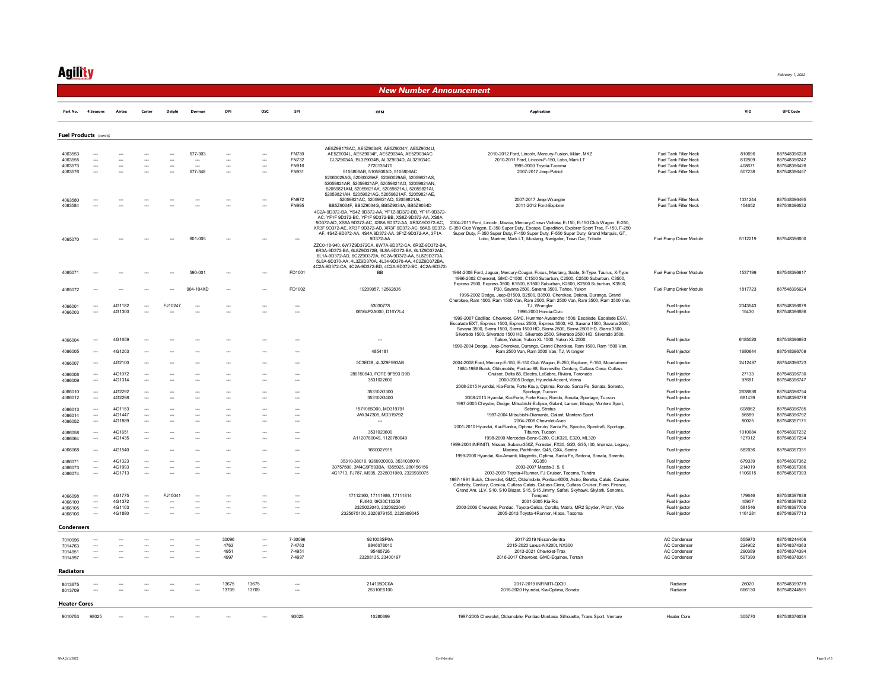# Agility

*February 1, 2022*

## *New Number Announcement*

| Part No. | 4 Seasons | Airtex | Carter | Delphi | Dorman | DPI | OSC | SPI | OEM | Application | | VIO | UPC Code |
|---|---|---|---|---|---|---|---|---|---|---|---|---|---|
| **Fuel Products** *(cont'd)* | | | | | | | | | | | | | |
| 4063553 | --- | --- | --- | --- | 577-303 | --- | --- | FN730 | AE5Z9B178AC, AE5Z9034R, AE5Z9034Y, AE5Z9034U, AE5Z9034L, AE5Z9034F, AE5Z9034A, AE5Z9034AC | 2010-2012 Ford, Lincoln, Mercury-Fusion, Milan, MKZ | Fuel Tank Filler Neck | 810696 | 887548396228 |
| 4063555 | --- | --- | --- | --- | --- | --- | --- | FN732 | CL3Z9034A, BL3Z9034B, AL3Z9034D, AL3Z9034C | 2010-2011 Ford, Lincoln-F-150, Lobo, Mark LT | Fuel Tank Filler Neck | 812809 | 887548396242 |
| 4063573 | --- | --- | --- | --- | --- | --- | --- | FN916 | 7720135470 | 1995-2000 Toyota-Tacoma | Fuel Tank Filler Neck | 408671 | 887548396426 |
| 4063576 | --- | --- | --- | --- | 577-348 | --- | --- | FN931 | 5105806AB, 5105806AD, 5105806AC | 2007-2017 Jeep-Patriot | Fuel Tank Filler Neck | 507238 | 887548396457 |
| 4063580 | --- | --- | --- | --- | --- | --- | --- | FN972 | 52060029AG, 52060029AF, 52060029AE, 52059821AS, 52059821AR, 52059821AP, 52059821AO, 52059821AN, 52059821AM, 52059821AK, 52059821AJ, 52059821AI, 52059821AH, 52059821AG, 52059821AF, 52059821AE, 52059821AC, 52059821AQ, 52059821AL | 2007-2017 Jeep-Wrangler | Fuel Tank Filler Neck | 1331244 | 887548396495 |
| 4063584 | --- | --- | --- | --- | --- | --- | --- | FN995 | BB5Z9034F, BB5Z9034G, BB5Z9034A, BB5Z9034E | 2011-2012 Ford-Explorer | Fuel Tank Filler Neck | 154652 | 887548396532 |
| 4065070 | --- | --- | --- | --- | 601-005 | --- | --- | --- | 4C2A-9D372-BA, YS4Z 9D372-AA, YF1Z-9D372-BB, YF1F-9D372-AC, YF1F 9D372-BC, YF1F 9D372-BB, XS8Z-9D372-AA, XS8A 9D372-AD, XS8A 9D372-AC, XS8A 9D372-AA, XR3Z-9D372-AC, XR3F 9D372-AE, XR3F 9D372-AD, XR3F 9D372-AC, 98AB 9D372-AF, 4S4Z-9D372-AA, 4S4A 9D372-AA, 3F1Z-9D372-AA, 3F1A 9D372-AA | 2004-2011 Ford, Lincoln, Mazda, Mercury-Crown Victoria, E-150, E-150 Club Wagon, E-250, E-350 Club Wagon, E-350 Super Duty, Escape, Expedition, Explorer Sport Trac, F-150, F-250 Super Duty, F-350 Super Duty, F-450 Super Duty, F-550 Super Duty, Grand Marquis, GT, Lobo, Mariner, Mark LT, Mustang, Navigator, Town Car, Tribute | Fuel Pump Driver Module | 5112219 | 887548396600 |
| 4065071 | --- | --- | --- | --- | 590-001 | --- | --- | FD1001 | ZZC0-18-940, 6W7Z9D372CA, 6W7A-9D372-CA, 6R3Z-9D372-BA, 6R3A-9D372-BA, 6L8Z9D372B, 6L8A-9D372-BA, 6L1Z9D372AD, 6L1A-9D372-AD, 6C2Z9D372A, 6C2A-9D372-AA, 5L8Z9D370A, 5L8A-9D370-AA, 4L3Z9D370A, 4L34-9D370-AA, 4C2Z9D372BA, 4C2A-9D372-CA, 4C2A-9D372-BD, 4C2A-9D372-BC, 4C2A-9D372-BB | 1994-2008 Ford, Jaguar, Mercury-Cougar, Focus, Mustang, Sable, S-Type, Taurus, X-Type | Fuel Pump Driver Module | 1537199 | 887548396617 |
| 4065072 | --- | --- | --- | --- | 904-104XD | --- | --- | FD1002 | 19209057, 12562836 | 1996-2002 Chevrolet, GMC-C1500, C1500 Suburban, C2500, C2500 Suburban, C3500, Express 2500, Express 3500, K1500, K1500 Suburban, K2500, K2500 Suburban, K3500, P30, Savana 2500, Savana 3500, Tahoe, Yukon | Fuel Pump Driver Module | 1817723 | 887548396624 |
| 4066001 | --- | 4G1182 | --- | FJ10247 | --- | --- | --- | --- | 53030778 | 1996-2002 Dodge, Jeep-B1500, B2500, B3500, Cherokee, Dakota, Durango, Grand Cherokee, Ram 1500, Ram 1500 Van, Ram 2500, Ram 2500 Van, Ram 3500, Ram 3500 Van, TJ, Wrangler | Fuel Injector | 2343543 | 887548396679 |
| 4066003 | --- | 4G1300 | --- | --- | --- | --- | --- | --- | 06164P2A000, D16Y7L4 | 1996-2000 Honda-Civic | Fuel Injector | 15430 | 887548396686 |
| 4066004 | --- | 4G1659 | --- | --- | --- | --- | --- | --- | --- | 1999-2007 Cadillac, Chevrolet, GMC, Hummer-Avalanche 1500, Escalade, Escalade ESV, Escalade EXT, Express 1500, Express 2500, Express 3500, H2, Savana 1500, Savana 2500, Savana 3500, Sierra 1500, Sierra 1500 HD, Sierra 2500, Sierra 2500 HD, Sierra 3500, Silverado 1500, Silverado 1500 HD, Silverado 2500, Silverado 2500 HD, Silverado 3500, Tahoe, Yukon, Yukon XL 1500, Yukon XL 2500 | Fuel Injector | 6185020 | 887548396693 |
| 4066005 | --- | 4G1203 | --- | --- | --- | --- | --- | --- | 4854181 | 1999-2004 Dodge, Jeep-Cherokee, Durango, Grand Cherokee, Ram 1500, Ram 1500 Van, Ram 2500 Van, Ram 3500 Van, TJ, Wrangler | Fuel Injector | 1680644 | 887548396709 |
| 4066007 | --- | 4G2100 | --- | --- | --- | --- | --- | --- | 5C3EDB, 4L3Z9F593AB | 2004-2008 Ford, Mercury-E-150, E-150 Club Wagon, E-250, Explorer, F-150, Mountaineer | Fuel Injector | 2412497 | 887548396723 |
| 4066008 | --- | 4G1072 | --- | --- | --- | --- | --- | --- | 280150943, FOTE 9F593 D9B | 1984-1988 Buick, Oldsmobile, Pontiac-98, Bonneville, Century, Cutlass Ciera, Cutlass Cruiser, Delta 88, Electra, LeSabre, Riviera, Toronado | Fuel Injector | 27133 | 887548396730 |
| 4066009 | --- | 4G1314 | --- | --- | --- | --- | --- | --- | 3531022600 | 2000-2005 Dodge, Hyundai-Accent, Verna | Fuel Injector | 97681 | 887548396747 |
| 4066010 | --- | 4G2292 | --- | --- | --- | --- | --- | --- | 353102G300 | 2008-2015 Hyundai, Kia-Forte, Forte Koup, Optima, Rondo, Santa Fe, Sonata, Sorento, Sportage, Tucson | Fuel Injector | 2638836 | 887548396754 |
| 4066012 | --- | 4G2298 | --- | --- | --- | --- | --- | --- | 353102G400 | 2008-2013 Hyundai, Kia-Forte, Forte Koup, Rondo, Sonata, Sportage, Tucson | Fuel Injector | 681439 | 887548396778 |
| 4066013 | --- | 4G1153 | --- | --- | --- | --- | --- | --- | 1571065D00, MD319791 | 1997-2005 Chrysler, Dodge, Mitsubishi-Eclipse, Galant, Lancer, Mirage, Montero Sport, Sebring, Stratus | Fuel Injector | 608962 | 887548396785 |
| 4066014 | --- | 4G1447 | --- | --- | --- | --- | --- | --- | AW347305, MD319792 | 1997-2004 Mitsubishi-Diamante, Galant, Montero Sport | Fuel Injector | 56589 | 887548396792 |
| 4066052 | --- | 4G1889 | --- | --- | --- | --- | --- | --- | --- | 2004-2006 Chevrolet-Aveo | Fuel Injector | 80025 | 887548397171 |
| 4066058 | --- | 4G1651 | --- | --- | --- | --- | --- | --- | 3531023600 | 2001-2010 Hyundai, Kia-Elantra, Optima, Rondo, Santa Fe, Spectra, Spectra5, Sportage, Tiburon, Tucson | Fuel Injector | 1010684 | 887548397232 |
| 4066064 | --- | 4G1435 | --- | --- | --- | --- | --- | --- | A1120780049, 1120780049 | 1998-2000 Mercedes-Benz-C280, CLK320, E320, ML320 | Fuel Injector | 127012 | 887548397294 |
| 4066068 | --- | 4G1540 | --- | --- | --- | --- | --- | --- | 166002Y915 | 1999-2004 INFINITI, Nissan, Subaru-350Z, Forester, FX35, G20, G35, I30, Impreza, Legacy, Maxima, Pathfinder, Q45, QX4, Sentra | Fuel Injector | 582036 | 887548397331 |
| 4066071 | --- | 4G1323 | --- | --- | --- | --- | --- | --- | 35310-38010, 9260930003, 3531038010 | 1999-2006 Hyundai, Kia-Amanti, Magentis, Optima, Santa Fe, Sedona, Sonata, Sorento, XG350 | Fuel Injector | 679339 | 887548397362 |
| 4066073 | --- | 4G1993 | --- | --- | --- | --- | --- | --- | 30757500, 3M4G9F593BA, 1355925, 280156156 | 2003-2007 Mazda-3, 5, 6 | Fuel Injector | 214019 | 887548397386 |
| 4066074 | --- | 4G1713 | --- | --- | --- | --- | --- | --- | 4G1713, FJ787, M935, 2325031060, 2320939075 | 2003-2009 Toyota-4Runner, FJ Cruiser, Tacoma, Tundra | Fuel Injector | 1106015 | 887548397393 |
| 4066098 | --- | 4G1775 | --- | FJ10041 | --- | --- | --- | --- | 17112460, 17111986, 17111814 | 1987-1991 Buick, Chevrolet, GMC, Oldsmobile, Pontiac-6000, Astro, Beretta, Calais, Cavalier, Celebrity, Century, Corsica, Cutlass Calais, Cutlass Ciera, Cutlass Cruiser, Fiero, Firenza, Grand Am, LLV, S10, S10 Blazer, S15, S15 Jimmy, Safari, Skyhawk, Skylark, Sonoma, Tempest | Fuel Injector | 179646 | 887548397638 |
| 4066100 | --- | 4G1372 | --- | --- | --- | --- | --- | --- | FJ640, 0K30C13250 | 2001-2005 Kia-Rio | Fuel Injector | 45907 | 887548397652 |
| 4066105 | --- | 4G1103 | --- | --- | --- | --- | --- | --- | 2325022040, 2320922040 | 2000-2006 Chevrolet, Pontiac, Toyota-Celica, Corolla, Matrix, MR2 Spyder, Prizm, Vibe | Fuel Injector | 581546 | 887548397706 |
| 4066106 | --- | 4G1880 | --- | --- | --- | --- | --- | --- | 2325075100, 2320979155, 2320909045 | 2005-2013 Toyota-4Runner, Hiace, Tacoma | Fuel Injector | 1161281 | 887548397713 |
| **Condensers** | | | | | | | | | | | | | |
| 7010096 | --- | --- | --- | --- | --- | 30096 | --- | 7-30096 | 921003SP0A | 2017-2019 Nissan-Sentra | AC Condenser | 555973 | 887548244406 |
| 7014763 | --- | --- | --- | --- | --- | 4763 | --- | 7-4763 | 8846078010 | 2015-2020 Lexus-NX200t, NX300 | AC Condenser | 224902 | 887548374363 |
| 7014951 | --- | --- | --- | --- | --- | 4951 | --- | 7-4951 | 95465726 | 2013-2021 Chevrolet-Trax | AC Condenser | 290389 | 887548374394 |
| 7014997 | --- | --- | --- | --- | --- | 4997 | --- | 7-4997 | 23288135, 23400197 | 2016-2017 Chevrolet, GMC-Equinox, Terrain | AC Condenser | 597390 | 887548378361 |
| **Radiators** | | | | | | | | | | | | | |
| 8013675 | --- | --- | --- | --- | --- | 13675 | 13675 | --- | 214105DC0A | 2017-2019 INFINITI-QX30 | Radiator | 26020 | 887548399779 |
| 8013709 | --- | --- | --- | --- | --- | 13709 | 13709 | --- | 25310E6100 | 2016-2020 Hyundai, Kia-Optima, Sonata | Radiator | 666130 | 887548244581 |
| **Heater Cores** | | | | | | | | | | | | | |
| 9010753 | 98025 | --- | --- | --- | --- | --- | --- | 93025 | 10280699 | 1997-2005 Chevrolet, Oldsmobile, Pontiac-Montana, Silhouette, Trans Sport, Venture | Heater Core | 305770 | 887548376039 |

NNA 2/1/2022 Confidential